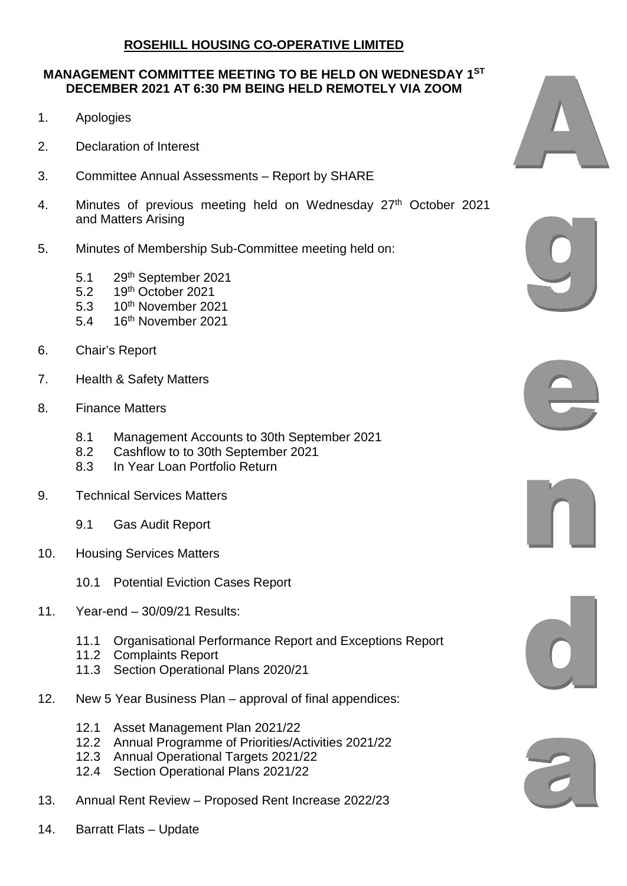**ROSEHILL HOUSING CO-OPERATIVE LIMITED**

**MANAGEMENT COMMITTEE MEETING TO BE HELD ON WEDNESDAY 1ST DECEMBER 2021 AT 6:30 PM BEING HELD REMOTELY VIA ZOOM**

# Agenda

1. Apologies

2. Declaration of Interest

3. Committee Annual Assessments – Report by SHARE

4. Minutes of previous meeting held on Wednesday 27th October 2021 and Matters Arising

5. Minutes of Membership Sub-Committee meeting held on:

   5.1 29th September 2021
   5.2 19th October 2021
   5.3 10th November 2021
   5.4 16th November 2021

6. Chair's Report

7. Health & Safety Matters

8. Finance Matters

   8.1 Management Accounts to 30th September 2021
   8.2 Cashflow to to 30th September 2021
   8.3 In Year Loan Portfolio Return

9. Technical Services Matters

   9.1 Gas Audit Report

10. Housing Services Matters

    10.1 Potential Eviction Cases Report

11. Year-end – 30/09/21 Results:

    11.1 Organisational Performance Report and Exceptions Report
    11.2 Complaints Report
    11.3 Section Operational Plans 2020/21

12. New 5 Year Business Plan – approval of final appendices:

    12.1 Asset Management Plan 2021/22
    12.2 Annual Programme of Priorities/Activities 2021/22
    12.3 Annual Operational Targets 2021/22
    12.4 Section Operational Plans 2021/22

13. Annual Rent Review – Proposed Rent Increase 2022/23

14. Barratt Flats – Update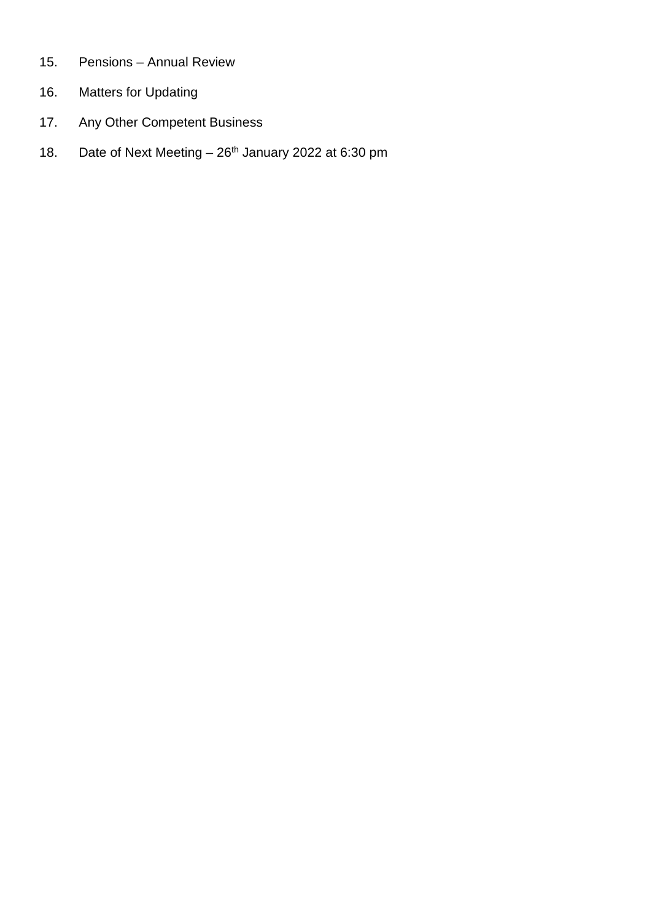15. Pensions – Annual Review
16. Matters for Updating
17. Any Other Competent Business
18. Date of Next Meeting – 26th January 2022 at 6:30 pm